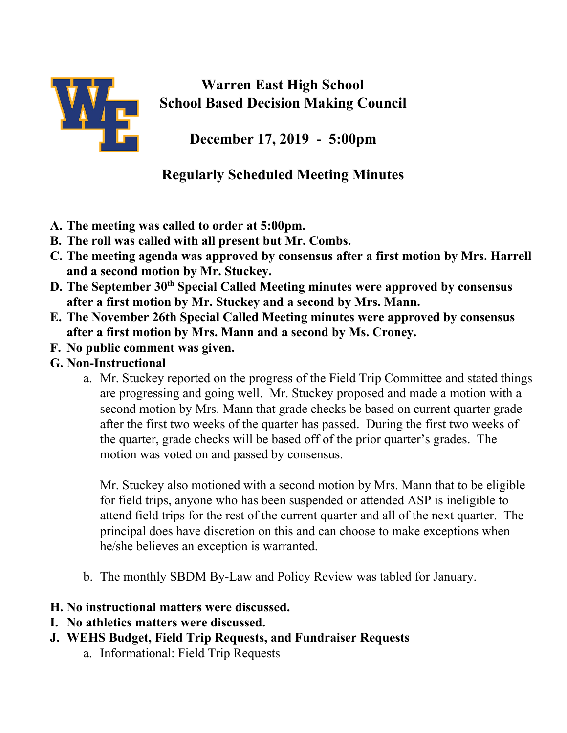# Warren East High School
# School Based Decision Making Council

## December 17, 2019 - 5:00pm

## Regularly Scheduled Meeting Minutes

A. **The meeting was called to order at 5:00pm.**
B. **The roll was called with all present but Mr. Combs.**
C. **The meeting agenda was approved by consensus after a first motion by Mrs. Harrell and a second motion by Mr. Stuckey.**
D. **The September 30th Special Called Meeting minutes were approved by consensus after a first motion by Mr. Stuckey and a second by Mrs. Mann.**
E. **The November 26th Special Called Meeting minutes were approved by consensus after a first motion by Mrs. Mann and a second by Ms. Croney.**
F. **No public comment was given.**
G. **Non-Instructional**
    a. Mr. Stuckey reported on the progress of the Field Trip Committee and stated things are progressing and going well. Mr. Stuckey proposed and made a motion with a second motion by Mrs. Mann that grade checks be based on current quarter grade after the first two weeks of the quarter has passed. During the first two weeks of the quarter, grade checks will be based off of the prior quarter's grades. The motion was voted on and passed by consensus.

       Mr. Stuckey also motioned with a second motion by Mrs. Mann that to be eligible for field trips, anyone who has been suspended or attended ASP is ineligible to attend field trips for the rest of the current quarter and all of the next quarter. The principal does have discretion on this and can choose to make exceptions when he/she believes an exception is warranted.

    b. The monthly SBDM By-Law and Policy Review was tabled for January.

H. **No instructional matters were discussed.**
I. **No athletics matters were discussed.**
J. **WEHS Budget, Field Trip Requests, and Fundraiser Requests**
    a. Informational: Field Trip Requests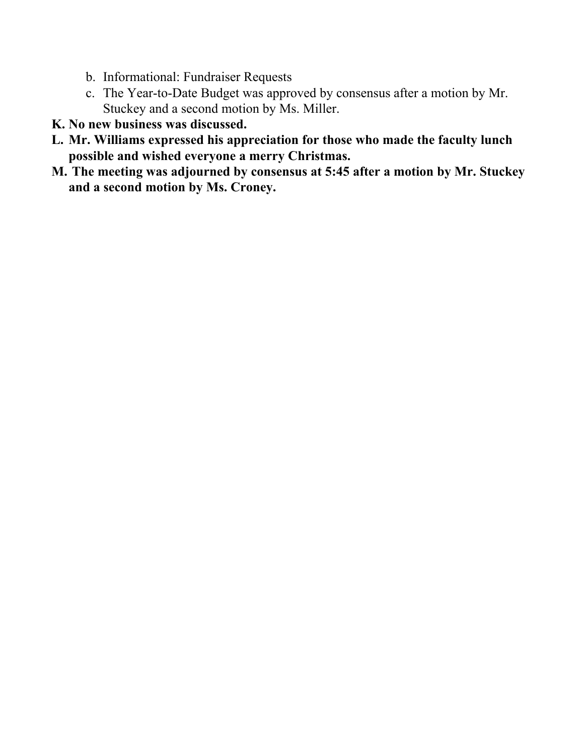b. Informational: Fundraiser Requests
   c. The Year-to-Date Budget was approved by consensus after a motion by Mr. Stuckey and a second motion by Ms. Miller.

**K. No new business was discussed.**

**L. Mr. Williams expressed his appreciation for those who made the faculty lunch possible and wished everyone a merry Christmas.**

**M. The meeting was adjourned by consensus at 5:45 after a motion by Mr. Stuckey and a second motion by Ms. Croney.**